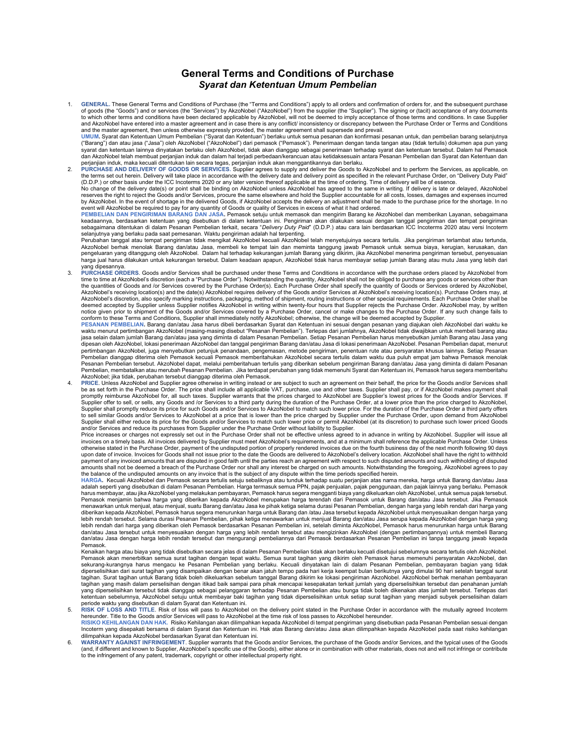# General Terms and Conditions of Purchase

## *Syarat dan Ketentuan Umum Pembelian*

1. **GENERAL**. These General Terms and Conditions of Purchase (the "Terms and Conditions") apply to all orders and confirmation of orders for, and the subsequent purchase of goods (the "Goods") and or services (the "Services") by AkzoNobel ("AkzoNobel") from the supplier (the "Supplier"). The signing or (tacit) acceptance of any documents to which other terms and conditions have been declared applicable by AkzoNobel, will not be deemed to imply acceptance of those terms and conditions. In case Supplier and AkzoNobel have entered into a master agreement and in case there is any conflict/ inconsistency or discrepancy between the Purchase Order or Terms and Conditions and the master agreement, then unless otherwise expressly provided, the master agreement shall supersede and prevail.
   **UMUM.** Syarat dan Ketentuan Umum Pembelian ("Syarat dan Ketentuan") berlaku untuk semua pesanan dan konfirmasi pesanan untuk, dan pembelian barang selanjutnya ("Barang") dan atau jasa ("Jasa") oleh AkzoNobel ("AkzoNobel") dari pemasok ("Pemasok"). Penerimaan dengan tanda tangan atau (tidak tertulis) dokumen apa pun yang syarat dan ketentuan lainnya dinyatakan berlaku oleh AkzoNobel, tidak akan dianggap sebagai penerimaan terhadap syarat dan ketentuan tersebut. Dalam hal Pemasok dan AkzoNobel telah membuat perjanjian induk dan dalam hal terjadi perbedaan/kerancuan atau ketidaksesuain antara Pesanan Pembelian dan Syarat dan Ketentuan dan perjanjian induk, maka kecuali ditentukan lain secara tegas, perjanjian induk akan menggantikannya dan berlaku.

2. **PURCHASE AND DELIVERY OF GOODS OR SERVICES**. Supplier agrees to supply and deliver the Goods to AkzoNobel and to perform the Services, as applicable, on the terms set out herein. Delivery will take place in accordance with the delivery date and delivery point as specified in the relevant Purchase Order, on "Delivery Duty Paid" (D.D.P.) or other basis under the ICC Incoterms 2020 or any later version thereof applicable at the time of ordering. Time of delivery will be of essence.
   No change of the delivery date(s) or point shall be binding on AkzoNobel unless AkzoNobel has agreed to the same in writing. If delivery is late or delayed, AkzoNobel reserves the right to reject the Goods and/or Services, procure the same elsewhere and hold the Supplier accountable for all costs, losses, damages and expenses incurred by AkzoNobel. In the event of shortage in the delivered Goods, if AkzoNobel accepts the delivery an adjustment shall be made to the purchase price for the shortage. In no event will AkzoNobel be required to pay for any quantity of Goods or quality of Services in excess of what it had ordered.
   **PEMBELIAN DAN PENGIRIMAN BARANG DAN JASA.** Pemasok setuju untuk memasok dan mengirim Barang ke AkzoNobel dan memberikan Layanan, sebagaimana keadaannya, berdasarkan ketentuan yang disebutkan di dalam ketentuan ini. Pengiriman akan dilakukan sesuai dengan tanggal pengiriman dan tempat pengiriman sebagaimana ditentukan di dalam Pesanan Pembelian terkait, secara "*Delivery Duty Paid*" (D.D.P.) atau cara lain berdasarkan ICC Incoterms 2020 atau versi Incoterm selanjutnya yang berlaku pada saat pemesanan. Waktu pengiriman adalah hal terpenting.
   Perubahan tanggal atau tempat pengiriman tidak mengikat AkzoNobel kecuali AkzoNobel telah menyetujuinya secara tertulis. Jika pengiriman terlambat atau tertunda, AkzoNobel berhak menolak Barang dan/atau Jasa, membeli ke tempat lain dan meminta tanggung jawab Pemasok untuk semua biaya, kerugian, kerusakan, dan pengeluaran yang ditanggung oleh AkzoNobel. Dalam hal terhadap kekurangan jumlah Barang yang dikirim, jika AkzoNobel menerima pengiriman tersebut, penyesuaian harga jual harus dilakukan untuk kekurangan tersebut. Dalam keadaan apapun, AkzoNobel tidak harus membayar setiap jumlah Barang atau mutu Jasa yang lebih dari yang dipesannya.

3. **PURCHASE ORDERS**. Goods and/or Services shall be purchased under these Terms and Conditions in accordance with the purchase orders placed by AkzoNobel from time to time at AkzoNobel's discretion (each a "Purchase Order"). Notwithstanding the quantity, AkzoNobel shall not be obliged to purchase any goods or services other than the quantities of Goods and /or Services covered by the Purchase Order(s). Each Purchase Order shall specify the quantity of Goods or Services ordered by AkzoNobel, AkzoNobel's receiving location(s) and the date(s) AkzoNobel requires delivery of the Goods and/or Services at AkzoNobel's receiving location(s). Purchase Orders may, at AkzoNobel's discretion, also specify marking instructions, packaging, method of shipment, routing instructions or other special requirements. Each Purchase Order shall be deemed accepted by Supplier unless Supplier notifies AkzoNobel in writing within twenty-four hours that Supplier rejects the Purchase Order. AkzoNobel may, by written notice given prior to shipment of the Goods and/or Services covered by a Purchase Order, cancel or make changes to the Purchase Order. If any such change fails to conform to these Terms and Conditions, Supplier shall immediately notify AkzoNobel; otherwise, the change will be deemed accepted by Supplier.
   **PESANAN PEMBELIAN.** Barang dan/atau Jasa harus dibeli berdasarkan Syarat dan Ketentuan ini sesuai dengan pesanan yang diajukan oleh AkzoNobel dari waktu ke waktu menurut pertimbangan AkzoNobel (masing-masing disebut "Pesanan Pembelian"). Terlepas dari jumlahnya, AkzoNobel tidak diwajibkan untuk membeli barang atau jasa selain dalam jumlah Barang dan/atau jasa yang diminta di dalam Pesanan Pembelian. Setiap Pesanan Pembelian harus menyebutkan jumlah Barang atau Jasa yang dipesan oleh AkzoNobel, lokasi penerimaan AkzoNobel dan tanggal pengiriman Barang dan/atau Jasa di lokasi penerimaan AkzoNobel. Pesanan Pembelian dapat, menurut pertimbangan AkzoNobel, juga menyebutkan petunjuk penandaan, pengemasan, metode pengiriman, penentuan rute atau persyaratan khusus lainnya. Setiap Pesanan Pembelian dianggap diterima oleh Pemasok kecuali Pemasok memberitahukan AkzoNobel secara tertulis dalam waktu dua puluh empat jam bahwa Pemasok menolak Pesanan Pembelian tersebut. AkzoNobel dapat, melalui pemberitahuan tertulis yang diberikan sebelum pengiriman Barang dan/atau Jasa yang diminta di dalam Pesanan Pembelian, membatalkan atau merubah Pesanan Pembelian. Jika terdapat perubahan yang tidak memenuhi Syarat dan Ketentuan ini, Pemasok harus segera memberitahu AkzoNobel; jika tidak, perubahan tersebut dianggap diterima oleh Pemasok.

4. **PRICE**. Unless AkzoNobel and Supplier agree otherwise in writing instead or are subject to such an agreement on their behalf, the price for the Goods and/or Services shall be as set forth in the Purchase Order. The price shall include all applicable VAT, purchase, use and other taxes. Supplier shall pay, or if AkzoNobel makes payment shall promptly reimburse AkzoNobel for, all such taxes. Supplier warrants that the prices charged to AkzoNobel are Supplier's lowest prices for the Goods and/or Services. If Supplier offer to sell, or sells, any Goods and /or Services to a third party during the duration of the Purchase Order, at a lower price than the price charged to AkzoNobel, Supplier shall promptly reduce its price for such Goods and/or Services to AkzoNobel to match such lower price. For the duration of the Purchase Order a third party offers to sell similar Goods and/or Services to AkzoNobel at a price that is lower than the price charged by Supplier under the Purchase Order, upon demand from AkzoNobel Supplier shall either reduce its price for the Goods and/or Services to match such lower price or permit AkzoNobel (at its discretion) to purchase such lower priced Goods and/or Services and reduce its purchases from Supplier under the Purchase Order without liability to Supplier.
   Price increases or charges not expressly set out in the Purchase Order shall not be effective unless agreed to in advance in writing by AkzoNobel. Supplier will issue all invoices on a timely basis. All invoices delivered by Supplier must meet AkzoNobel's requirements, and at a minimum shall reference the applicable Purchase Order. Unless otherwise stated in the Purchase Order, payment of the undisputed portion of properly rendered invoices due on the fourth business day of the next month following 90 days upon date of invoice. Invoices for Goods shall not issue prior to the date the Goods are delivered to AkzoNobel's delivery location. AkzoNobel shall have the right to withhold payment of any invoiced amounts that are disputed in good faith until the parties reach an agreement with respect to such disputed amounts and such withholding of disputed amounts shall not be deemed a breach of the Purchase Order nor shall any interest be charged on such amounts. Notwithstanding the foregoing, AkzoNobel agrees to pay the balance of the undisputed amounts on any invoice that is the subject of any dispute within the time periods specified herein.
   **HARGA.** Kecuali AkzoNobel dan Pemasok secara tertulis setuju sebaliknya atau tunduk terhadap suatu perjanjian atas nama mereka, harga untuk Barang dan/atau Jasa adalah seperti yang disebutkan di dalam Pesanan Pembelian. Harga termasuk semua PPN, pajak penjualan, pajak penggunaan, dan pajak lainnya yang berlaku. Pemasok harus membayar, atau jika AkzoNobel yang melakukan pembayaran, Pemasok harus segera mengganti biaya yang dikeluarkan oleh AkzoNobel, untuk semua pajak tersebut. Pemasok menjamin bahwa harga yang diberikan kepada AkzoNobel merupakan harga terendah dari Pemasok untuk Barang dan/atau Jasa tersebut. Jika Pemasok menawarkan untuk menjual, atau menjual, suatu Barang dan/atau Jasa ke pihak ketiga selama durasi Pesanan Pembelian, dengan harga yang lebih rendah dari harga yang diberikan kepada AkzoNobel, Pemasok harus segera menurunkan harga untuk Barang dan /atau Jasa tersebut kepada AkzoNobel untuk menyesuaikan dengan harga yang lebih rendah tersebut. Selama durasi Pesanan Pembelian, pihak ketiga menawarkan untuk menjual Barang dan/atau Jasa serupa kepada AkzoNobel dengan harga yang lebih rendah dari harga yang diberikan oleh Pemasok berdasarkan Pesanan Pembelian ini, setelah diminta AkzoNobel, Pemasok harus menurunkan harga untuk Barang dan/atau Jasa tersebut untuk menyesuaikan dengan harga yang lebih rendah tersebut atau mengizinkan AkzoNobel (dengan pertimbangannya) untuk membeli Barang dan/atau Jasa dengan harga lebih rendah tersebut dan mengurangi pembeliannya dari Pemasok berdasarkan Pesanan Pembelian ini tanpa tanggung jawab kepada Pemasok.
   Kenaikan harga atau biaya yang tidak disebutkan secara jelas di dalam Pesanan Pembelian tidak akan berlaku kecuali disetujui sebelumnya secara tertulis oleh AkzoNobel. Pemasok akan menerbitkan semua surat tagihan dengan tepat waktu. Semua surat tagihan yang dikirim oleh Pemasok harus memenuhi persyaratan AkzoNobel, dan sekurang-kurangnya harus mengacu ke Pesanan Pembelian yang berlaku. Kecuali dinyatakan lain di dalam Pesanan Pembelian, pembayaran bagian yang tidak diperselisihkan dari surat tagihan yang disampaikan dengan benar akan jatuh tempo pada hari kerja keempat bulan berikutnya yang dimulai 90 hari setelah tanggal surat tagihan. Surat tagihan untuk Barang tidak boleh dikeluarkan sebelum tanggal Barang dikirim ke lokasi pengiriman AkzoNobel. AkzoNobel berhak menahan pembayaran tagihan yang masih dalam perselisihan dengan itikad baik sampai para pihak mencapai kesepakatan terkait jumlah yang diperselisihkan tersebut dan penahanan jumlah yang diperselisihkan tersebut tidak dianggap sebagai pelanggaran terhadap Pesanan Pembelian atau bunga tidak boleh dikenakan atas jumlah tersebut. Terlepas dari ketentuan sebelumnya, AkzoNobel setuju untuk membayar baki tagihan yang tidak diperselisihkan untuk setiap surat tagihan yang menjadi subyek perselisihan dalam periode waktu yang disebutkan di dalam Syarat dan Ketentuan ini.

5. **RISK OF LOSS AND TITLE**. Risk of loss will pass to AkzoNobel on the delivery point stated in the Purchase Order in accordance with the mutually agreed Incoterm hereunder. Title to the Goods and/or Services will pass to AkzoNobel at the time risk of loss passes to AkzoNobel hereunder.
   **RISIKO KEHILANGAN DAN HAK.** Risiko Kehilangan akan dilimpahkan kepada AkzoNobel di tempat pengiriman yang disebutkan pada Pesanan Pembelian sesuai dengan Incoterm yang disepakati bersama di dalam Syarat dan Ketentuan ini. Hak atas Barang dan/atau Jasa akan dilimpahkan kepada AkzoNobel pada saat risiko kehilangan dilimpahkan kepada AkzoNobel berdasarkan Syarat dan Ketentuan ini.

6. **WARRANTY AGAINST INFRINGEMENT**. Supplier warrants that the Goods and/or Services, the purchase of the Goods and/or Services, and the typical uses of the Goods (and, if different and known to Supplier, AkzoNobel's specific use of the Goods), either alone or in combination with other materials, does not and will not infringe or contribute to the infringement of any patent, trademark, copyright or other intellectual property right.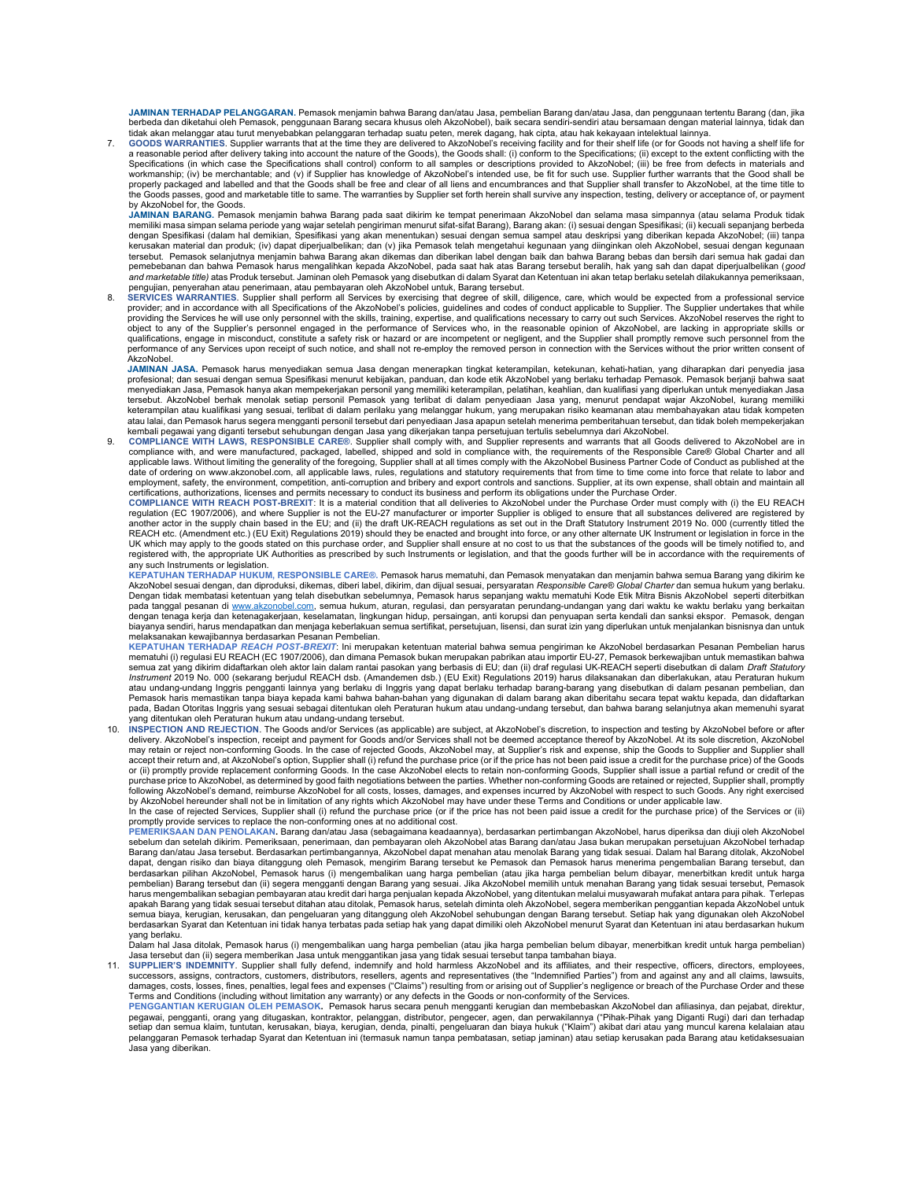**JAMINAN TERHADAP PELANGGARAN.** Pemasok menjamin bahwa Barang dan/atau Jasa, pembelian Barang dan/atau Jasa, dan penggunaan tertentu Barang (dan, jika berbeda dan diketahui oleh Pemasok, penggunaan Barang secara khusus oleh AkzoNobel), baik secara sendiri-sendiri atau bersamaan dengan material lainnya, tidak dan tidak akan melanggar atau turut menyebabkan pelanggaran terhadap suatu paten, merek dagang, hak cipta, atau hak kekayaan intelektual lainnya.

7. **GOODS WARRANTIES**. Supplier warrants that at the time they are delivered to AkzoNobel's receiving facility and for their shelf life (or for Goods not having a shelf life for a reasonable period after delivery taking into account the nature of the Goods), the Goods shall: (i) conform to the Specifications; (ii) except to the extent conflicting with the Specifications (in which case the Specifications shall control) conform to all samples or descriptions provided to AkzoNobel; (iii) be free from defects in materials and workmanship; (iv) be merchantable; and (v) if Supplier has knowledge of AkzoNobel's intended use, be fit for such use. Supplier further warrants that the Good shall be properly packaged and labelled and that the Goods shall be free and clear of all liens and encumbrances and that Supplier shall transfer to AkzoNobel, at the time title to the Goods passes, good and marketable title to same. The warranties by Supplier set forth herein shall survive any inspection, testing, delivery or acceptance of, or payment by AkzoNobel for, the Goods.

   **JAMINAN BARANG.** Pemasok menjamin bahwa Barang pada saat dikirim ke tempat penerimaan AkzoNobel dan selama masa simpannya (atau selama Produk tidak memiliki masa simpan selama periode yang wajar setelah pengiriman menurut sifat-sifat Barang), Barang akan: (i) sesuai dengan Spesifikasi; (ii) kecuali sepanjang berbeda dengan Spesifikasi (dalam hal demikian, Spesifikasi yang akan menentukan) sesuai dengan semua sampel atau deskripsi yang diberikan kepada AkzoNobel; (iii) tanpa kerusakan material dan produk; (iv) dapat diperjualbelikan; dan (v) jika Pemasok telah mengetahui kegunaan yang diinginkan oleh AkzoNobel, sesuai dengan kegunaan tersebut. Pemasok selanjutnya menjamin bahwa Barang akan dikemas dan diberikan label dengan baik dan bahwa Barang bebas dan bersih dari semua hak gadai dan pemebebanan dan bahwa Pemasok harus mengalihkan kepada AkzoNobel, pada saat hak atas Barang tersebut beralih, hak yang sah dan dapat diperjualbelikan (*good and marketable title)* atas Produk tersebut. Jaminan oleh Pemasok yang disebutkan di dalam Syarat dan Ketentuan ini akan tetap berlaku setelah dilakukannya pemeriksaan, pengujian, penyerahan atau penerimaan, atau pembayaran oleh AkzoNobel untuk, Barang tersebut.

8. **SERVICES WARRANTIES**. Supplier shall perform all Services by exercising that degree of skill, diligence, care, which would be expected from a professional service provider; and in accordance with all Specifications of the AkzoNobel's policies, guidelines and codes of conduct applicable to Supplier. The Supplier undertakes that while providing the Services he will use only personnel with the skills, training, expertise, and qualifications necessary to carry out such Services. AkzoNobel reserves the right to object to any of the Supplier's personnel engaged in the performance of Services who, in the reasonable opinion of AkzoNobel, are lacking in appropriate skills or qualifications, engage in misconduct, constitute a safety risk or hazard or are incompetent or negligent, and the Supplier shall promptly remove such personnel from the performance of any Services upon receipt of such notice, and shall not re-employ the removed person in connection with the Services without the prior written consent of AkzoNobel.

   **JAMINAN JASA.** Pemasok harus menyediakan semua Jasa dengan menerapkan tingkat keterampilan, ketekunan, kehati-hatian, yang diharapkan dari penyedia jasa profesional; dan sesuai dengan semua Spesifikasi menurut kebijakan, panduan, dan kode etik AkzoNobel yang berlaku terhadap Pemasok. Pemasok berjanji bahwa saat menyediakan Jasa, Pemasok hanya akan mempekerjakan personil yang memiliki keterampilan, pelatihan, keahlian, dan kualifiasi yang diperlukan untuk menyediakan Jasa tersebut. AkzoNobel berhak menolak setiap personil Pemasok yang terlibat di dalam penyediaan Jasa yang, menurut pendapat wajar AkzoNobel, kurang memiliki keterampilan atau kualifikasi yang sesuai, terlibat di dalam perilaku yang melanggar hukum, yang merupakan risiko keamanan atau membahayakan atau tidak kompeten atau lalai, dan Pemasok harus segera mengganti personil tersebut dari penyediaan Jasa apapun setelah menerima pemberitahuan tersebut, dan tidak boleh mempekerjakan kembali pegawai yang diganti tersebut sehubungan dengan Jasa yang dikerjakan tanpa persetujuan tertulis sebelumnya dari AkzoNobel.

9. **COMPLIANCE WITH LAWS, RESPONSIBLE CARE®**. Supplier shall comply with, and Supplier represents and warrants that all Goods delivered to AkzoNobel are in compliance with, and were manufactured, packaged, labelled, shipped and sold in compliance with, the requirements of the Responsible Care® Global Charter and all applicable laws. Without limiting the generality of the foregoing, Supplier shall at all times comply with the AkzoNobel Business Partner Code of Conduct as published at the date of ordering on www.akzonobel.com, all applicable laws, rules, regulations and statutory requirements that from time to time come into force that relate to labor and employment, safety, the environment, competition, anti-corruption and bribery and export controls and sanctions. Supplier, at its own expense, shall obtain and maintain all certifications, authorizations, licenses and permits necessary to conduct its business and perform its obligations under the Purchase Order.

   **COMPLIANCE WITH REACH POST-BREXIT**: It is a material condition that all deliveries to AkzoNobel under the Purchase Order must comply with (i) the EU REACH regulation (EC 1907/2006), and where Supplier is not the EU-27 manufacturer or importer Supplier is obliged to ensure that all substances delivered are registered by another actor in the supply chain based in the EU; and (ii) the draft UK-REACH regulations as set out in the Draft Statutory Instrument 2019 No. 000 (currently titled the REACH etc. (Amendment etc.) (EU Exit) Regulations 2019) should they be enacted and brought into force, or any other alternate UK Instrument or legislation in force in the UK which may apply to the goods stated on this purchase order, and Supplier shall ensure at no cost to us that the substances of the goods will be timely notified to, and registered with, the appropriate UK Authorities as prescribed by such Instruments or legislation, and that the goods further will be in accordance with the requirements of any such Instruments or legislation.

   **KEPATUHAN TERHADAP HUKUM, RESPONSIBLE CARE®.** Pemasok harus mematuhi, dan Pemasok menyatakan dan menjamin bahwa semua Barang yang dikirim ke AkzoNobel sesuai dengan, dan diproduksi, dikemas, diberi label, dikirim, dan dijual sesuai, persyaratan *Responsible Care® Global Charter* dan semua hukum yang berlaku. Dengan tidak membatasi ketentuan yang telah disebutkan sebelumnya, Pemasok harus sepanjang waktu mematuhi Kode Etik Mitra Bisnis AkzoNobel seperti diterbitkan pada tanggal pesanan di www.akzonobel.com, semua hukum, aturan, regulasi, dan persyaratan perundang-undangan yang dari waktu ke waktu berlaku yang berkaitan dengan tenaga kerja dan ketenagakerjaan, keselamatan, lingkungan hidup, persaingan, anti korupsi dan penyuapan serta kendali dan sanksi ekspor. Pemasok, dengan biayanya sendiri, harus mendapatkan dan menjaga keberlakuan semua sertifikat, persetujuan, lisensi, dan surat izin yang diperlukan untuk menjalankan bisnisnya dan untuk melaksanakan kewajibannya berdasarkan Pesanan Pembelian.

   **KEPATUHAN TERHADAP *REACH POST-BREXIT***: Ini merupakan ketentuan material bahwa semua pengiriman ke AkzoNobel berdasarkan Pesanan Pembelian harus mematuhi (i) regulasi EU REACH (EC 1907/2006), dan dimana Pemasok bukan merupakan pabrikan atau importir EU-27, Pemasok berkewajiban untuk memastikan bahwa semua zat yang dikirim didaftarkan oleh aktor lain dalam rantai pasokan yang berbasis di EU; dan (ii) draf regulasi UK-REACH seperti disebutkan di dalam *Draft Statutory Instrument* 2019 No. 000 (sekarang berjudul REACH dsb. (Amandemen dsb.) (EU Exit) Regulations 2019) harus dilaksanakan dan diberlakukan, atau Peraturan hukum atau undang-undang Inggris pengganti lainnya yang berlaku di Inggris yang dapat berlaku terhadap barang-barang yang disebutkan di dalam pesanan pembelian, dan Pemasok haris memastikan tanpa biaya kepada kami bahwa bahan-bahan yang digunakan di dalam barang akan diberitahu secara tepat waktu kepada, dan didaftarkan pada, Badan Otoritas Inggris yang sesuai sebagai ditentukan oleh Peraturan hukum atau undang-undang tersebut, dan bahwa barang selanjutnya akan memenuhi syarat yang ditentukan oleh Peraturan hukum atau undang-undang tersebut.

10. **INSPECTION AND REJECTION**. The Goods and/or Services (as applicable) are subject, at AkzoNobel's discretion, to inspection and testing by AkzoNobel before or after delivery. AkzoNobel's inspection, receipt and payment for Goods and/or Services shall not be deemed acceptance thereof by AkzoNobel. At its sole discretion, AkzoNobel may retain or reject non-conforming Goods. In the case of rejected Goods, AkzoNobel may, at Supplier's risk and expense, ship the Goods to Supplier and Supplier shall accept their return and, at AkzoNobel's option, Supplier shall (i) refund the purchase price (or if the price has not been paid issue a credit for the purchase price) of the Goods or (ii) promptly provide replacement conforming Goods. In the case AkzoNobel elects to retain non-conforming Goods, Supplier shall issue a partial refund or credit of the purchase price to AkzoNobel, as determined by good faith negotiations between the parties. Whether non-conforming Goods are retained or rejected, Supplier shall, promptly following AkzoNobel's demand, reimburse AkzoNobel for all costs, losses, damages, and expenses incurred by AkzoNobel with respect to such Goods. Any right exercised by AkzoNobel hereunder shall not be in limitation of any rights which AkzoNobel may have under these Terms and Conditions or under applicable law.

    In the case of rejected Services, Supplier shall (i) refund the purchase price (or if the price has not been paid issue a credit for the purchase price) of the Services or (ii) promptly provide services to replace the non-conforming ones at no additional cost.

    **PEMERIKSAAN DAN PENOLAKAN.** Barang dan/atau Jasa (sebagaimana keadaannya), berdasarkan pertimbangan AkzoNobel, harus diperiksa dan diuji oleh AkzoNobel sebelum dan setelah dikirim. Pemeriksaan, penerimaan, dan pembayaran oleh AkzoNobel atas Barang dan/atau Jasa bukan merupakan persetujuan AkzoNobel terhadap Barang dan/atau Jasa tersebut. Berdasarkan pertimbangannya, AkzoNobel dapat menahan atau menolak Barang yang tidak sesuai. Dalam hal Barang ditolak, AkzoNobel dapat, dengan risiko dan biaya ditanggung oleh Pemasok, mengirim Barang tersebut ke Pemasok dan Pemasok harus menerima pengembalian Barang tersebut, dan berdasarkan pilihan AkzoNobel, Pemasok harus (i) mengembalikan uang harga pembelian (atau jika harga pembelian belum dibayar, menerbitkan kredit untuk harga pembelian) Barang tersebut dan (ii) segera mengganti dengan Barang yang sesuai. Jika AkzoNobel memilih untuk menahan Barang yang tidak sesuai tersebut, Pemasok harus mengembalikan sebagian pembayaran atau kredit dari harga penjualan kepada AkzoNobel, yang ditentukan melalui musyawarah mufakat antara para pihak. Terlepas apakah Barang yang tidak sesuai tersebut ditahan atau ditolak, Pemasok harus, setelah diminta oleh AkzoNobel, segera memberikan penggantian kepada AkzoNobel untuk semua biaya, kerugian, kerusakan, dan pengeluaran yang ditanggung oleh AkzoNobel sehubungan dengan Barang tersebut. Setiap hak yang digunakan oleh AkzoNobel berdasarkan Syarat dan Ketentuan ini tidak hanya terbatas pada setiap hak yang dapat dimiliki oleh AkzoNobel menurut Syarat dan Ketentuan ini atau berdasarkan hukum yang berlaku.

    Dalam hal Jasa ditolak, Pemasok harus (i) mengembalikan uang harga pembelian (atau jika harga pembelian belum dibayar, menerbitkan kredit untuk harga pembelian) Jasa tersebut dan (ii) segera memberikan Jasa untuk menggantikan jasa yang tidak sesuai tersebut tanpa tambahan biaya.

11. **SUPPLIER'S INDEMNITY**. Supplier shall fully defend, indemnify and hold harmless AkzoNobel and its affiliates, and their respective, officers, directors, employees, successors, assigns, contractors, customers, distributors, resellers, agents and representatives (the "Indemnified Parties") from and against any and all claims, lawsuits, damages, costs, losses, fines, penalties, legal fees and expenses ("Claims") resulting from or arising out of Supplier's negligence or breach of the Purchase Order and these Terms and Conditions (including without limitation any warranty) or any defects in the Goods or non-conformity of the Services.

    **PENGGANTIAN KERUGIAN OLEH PEMASOK.** Pemasok harus secara penuh mengganti kerugian dan membebaskan AkzoNobel dan afiliasinya, dan pejabat, direktur, pegawai, pengganti, orang yang ditugaskan, kontraktor, pelanggan, distributor, pengecer, agen, dan perwakilannya ("Pihak-Pihak yang Diganti Rugi") dari dan terhadap setiap dan semua klaim, tuntutan, kerusakan, biaya, kerugian, denda, pinalti, pengeluaran dan biaya hukuk ("Klaim") akibat dari atau yang muncul karena kelalaian atau pelanggaran Pemasok terhadap Syarat dan Ketentuan ini (termasuk namun tanpa pembatasan, setiap jaminan) atau setiap kerusakan pada Barang atau ketidaksesuaian Jasa yang diberikan.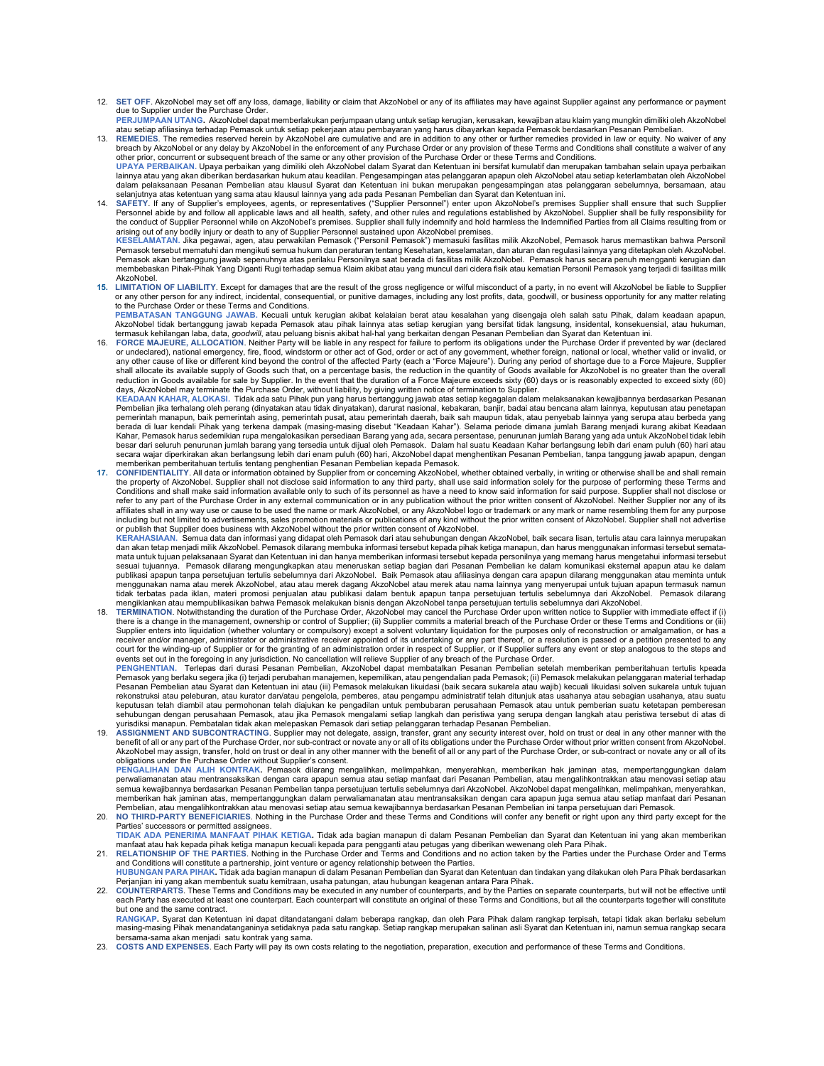12. **SET OFF**. AkzoNobel may set off any loss, damage, liability or claim that AkzoNobel or any of its affiliates may have against Supplier against any performance or payment due to Supplier under the Purchase Order.

    **PERJUMPAAN UTANG.** AkzoNobel dapat memberlakukan perjumpaan utang untuk setiap kerugian, kerusakan, kewajiban atau klaim yang mungkin dimiliki oleh AkzoNobel atau setiap afiliasinya terhadap Pemasok untuk setiap pekerjaan atau pembayaran yang harus dibayarkan kepada Pemasok berdasarkan Pesanan Pembelian.

13. **REMEDIES**. The remedies reserved herein by AkzoNobel are cumulative and are in addition to any other or further remedies provided in law or equity. No waiver of any breach by AkzoNobel or any delay by AkzoNobel in the enforcement of any Purchase Order or any provision of these Terms and Conditions shall constitute a waiver of any other prior, concurrent or subsequent breach of the same or any other provision of the Purchase Order or these Terms and Conditions.

    **UPAYA PERBAIKAN.** Upaya perbaikan yang dimiliki oleh AkzoNobel dalam Syarat dan Ketentuan ini bersifat kumulatif dan merupakan tambahan selain upaya perbaikan lainnya atau yang akan diberikan berdasarkan hukum atau keadilan. Pengesampingan atas pelanggaran apapun oleh AkzoNobel atau setiap keterlambatan oleh AkzoNobel dalam pelaksanaan Pesanan Pembelian atau klausul Syarat dan Ketentuan ini bukan merupakan pengesampingan atas pelanggaran sebelumnya, bersamaan, atau selanjutnya atas ketentuan yang sama atau klausul lainnya yang ada pada Pesanan Pembelian dan Syarat dan Ketentuan ini.

14. **SAFETY**. If any of Supplier's employees, agents, or representatives ("Supplier Personnel") enter upon AkzoNobel's premises Supplier shall ensure that such Supplier Personnel abide by and follow all applicable laws and all health, safety, and other rules and regulations established by AkzoNobel. Supplier shall be fully responsibility for the conduct of Supplier Personnel while on AkzoNobel's premises. Supplier shall fully indemnify and hold harmless the Indemnified Parties from all Claims resulting from or arising out of any bodily injury or death to any of Supplier Personnel sustained upon AkzoNobel premises.

    **KESELAMATAN.** Jika pegawai, agen, atau perwakilan Pemasok ("Personil Pemasok") memasuki fasilitas milik AkzoNobel, Pemasok harus memastikan bahwa Personil Pemasok tersebut mematuhi dan mengikuti semua hukum dan peraturan tentang Kesehatan, keselamatan, dan aturan dan regulasi lainnya yang ditetapkan oleh AkzoNobel. Pemasok akan bertanggung jawab sepenuhnya atas perilaku Personilnya saat berada di fasilitas milik AkzoNobel. Pemasok harus secara penuh mengganti kerugian dan membebaskan Pihak-Pihak Yang Diganti Rugi terhadap semua Klaim akibat atau yang muncul dari cidera fisik atau kematian Personil Pemasok yang terjadi di fasilitas milik AkzoNobel.

15. **LIMITATION OF LIABILITY**. Except for damages that are the result of the gross negligence or wilful misconduct of a party, in no event will AkzoNobel be liable to Supplier or any other person for any indirect, incidental, consequential, or punitive damages, including any lost profits, data, goodwill, or business opportunity for any matter relating to the Purchase Order or these Terms and Conditions.

    **PEMBATASAN TANGGUNG JAWAB.** Kecuali untuk kerugian akibat kelalaian berat atau kesalahan yang disengaja oleh salah satu Pihak, dalam keadaan apapun, AkzoNobel tidak bertanggung jawab kepada Pemasok atau pihak lainnya atas setiap kerugian yang bersifat tidak langsung, insidental, konsekuensial, atau hukuman, termasuk kehilangan laba, data, *goodwill*, atau peluang bisnis akibat hal-hal yang berkaitan dengan Pesanan Pembelian dan Syarat dan Ketentuan ini.

16. **FORCE MAJEURE, ALLOCATION**. Neither Party will be liable in any respect for failure to perform its obligations under the Purchase Order if prevented by war (declared or undeclared), national emergency, fire, flood, windstorm or other act of God, order or act of any government, whether foreign, national or local, whether valid or invalid, or any other cause of like or different kind beyond the control of the affected Party (each a "Force Majeure"). During any period of shortage due to a Force Majeure, Supplier shall allocate its available supply of Goods such that, on a percentage basis, the reduction in the quantity of Goods available for AkzoNobel is no greater than the overall reduction in Goods available for sale by Supplier. In the event that the duration of a Force Majeure exceeds sixty (60) days or is reasonably expected to exceed sixty (60) days, AkzoNobel may terminate the Purchase Order, without liability, by giving written notice of termination to Supplier.

    **KEADAAN KAHAR, ALOKASI.** Tidak ada satu Pihak pun yang harus bertanggung jawab atas setiap kegagalan dalam melaksanakan kewajibannya berdasarkan Pesanan Pembelian jika terhalang oleh perang (dinyatakan atau tidak dinyatakan), darurat nasional, kebakaran, banjir, badai atau bencana alam lainnya, keputusan atau penetapan pemerintah manapun, baik pemerintah asing, pemerintah pusat, atau pemerintah daerah, baik sah maupun tidak, atau penyebab lainnya yang serupa atau berbeda yang berada di luar kendali Pihak yang terkena dampak (masing-masing disebut "Keadaan Kahar"). Selama periode dimana jumlah Barang menjadi kurang akibat Keadaan Kahar, Pemasok harus sedemikian rupa mengalokasikan persediaan Barang yang ada, secara persentase, penurunan jumlah Barang yang ada untuk AkzoNobel tidak lebih besar dari seluruh penurunan jumlah barang yang tersedia untuk dijual oleh Pemasok. Dalam hal suatu Keadaan Kahar berlangsung lebih dari enam puluh (60) hari atau secara wajar diperkirakan akan berlangsung lebih dari enam puluh (60) hari, AkzoNobel dapat menghentikan Pesanan Pembelian, tanpa tanggung jawab apapun, dengan memberikan pemberitahuan tertulis tentang penghentian Pesanan Pembelian kepada Pemasok.

17. **CONFIDENTIALITY**. All data or information obtained by Supplier from or concerning AkzoNobel, whether obtained verbally, in writing or otherwise shall be and shall remain the property of AkzoNobel. Supplier shall not disclose said information to any third party, shall use said information solely for the purpose of performing these Terms and Conditions and shall make said information available only to such of its personnel as have a need to know said information for said purpose. Supplier shall not disclose or refer to any part of the Purchase Order in any external communication or in any publication without the prior written consent of AkzoNobel. Neither Supplier nor any of its affiliates shall in any way use or cause to be used the name or mark AkzoNobel, or any AkzoNobel logo or trademark or any mark or name resembling them for any purpose including but not limited to advertisements, sales promotion materials or publications of any kind without the prior written consent of AkzoNobel. Supplier shall not advertise or publish that Supplier does business with AkzoNobel without the prior written consent of AkzoNobel.

    **KERAHASIAAN.** Semua data dan informasi yang didapat oleh Pemasok dari atau sehubungan dengan AkzoNobel, baik secara lisan, tertulis atau cara lainnya merupakan dan akan tetap menjadi milik AkzoNobel. Pemasok dilarang membuka informasi tersebut kepada pihak ketiga manapun, dan harus menggunakan informasi tersebut semata-mata untuk tujuan pelaksanaan Syarat dan Ketentuan ini dan hanya memberikan informasi tersebut kepada personilnya yang memang harus mengetahui informasi tersebut sesuai tujuannya. Pemasok dilarang mengungkapkan atau meneruskan setiap bagian dari Pesanan Pembelian ke dalam komunikasi eksternal apapun atau ke dalam publikasi apapun tanpa persetujuan tertulis sebelumnya dari AkzoNobel. Baik Pemasok atau afiliasinya dengan cara apapun dilarang menggunakan atau meminta untuk menggunakan nama atau merek AkzoNobel, atau atau merek dagang AkzoNobel atau merek atau nama lainnya yang menyerupai untuk tujuan apapun termasuk namun tidak terbatas pada iklan, materi promosi penjualan atau publikasi dalam bentuk apapun tanpa persetujuan tertulis sebelumnya dari AkzoNobel. Pemasok dilarang mengiklankan atau mempublikasikan bahwa Pemasok melakukan bisnis dengan AkzoNobel tanpa persetujuan tertulis sebelumnya dari AkzoNobel.

18. **TERMINATION**. Notwithstanding the duration of the Purchase Order, AkzoNobel may cancel the Purchase Order upon written notice to Supplier with immediate effect if (i) there is a change in the management, ownership or control of Supplier; (ii) Supplier commits a material breach of the Purchase Order or these Terms and Conditions or (iii) Supplier enters into liquidation (whether voluntary or compulsory) except a solvent voluntary liquidation for the purposes only of reconstruction or amalgamation, or has a receiver and/or manager, administrator or administrative receiver appointed of its undertaking or any part thereof, or a resolution is passed or a petition presented to any court for the winding-up of Supplier or for the granting of an administration order in respect of Supplier, or if Supplier suffers any event or step analogous to the steps and events set out in the foregoing in any jurisdiction. No cancellation will relieve Supplier of any breach of the Purchase Order.

    **PENGHENTIAN.** Terlepas dari durasi Pesanan Pembelian, AkzoNobel dapat membatalkan Pesanan Pembelian setelah memberikan pemberitahuan tertulis kpeada Pemasok yang berlaku segera jika (i) terjadi perubahan manajemen, kepemilikan, atau pengendalian pada Pemasok; (ii) Pemasok melakukan pelanggaran material terhadap Pesanan Pembelian atau Syarat dan Ketentuan ini atau (iii) Pemasok melakukan likuidasi (baik secara sukarela atau wajib) kecuali likuidasi solven sukarela untuk tujuan rekonstruksi atau peleburan, atau kurator dan/atau pengelola, pemberes, atau pengampu administratif telah ditunjuk atas usahanya atau sebagian usahanya, atau suatu keputusan telah diambil atau permohonan telah diajukan ke pengadilan untuk pembubaran perusahaan Pemasok atau untuk pemberian suatu ketetapan pemberesan sehubungan dengan perusahaan Pemasok, atau jika Pemasok mengalami setiap langkah dan peristiwa yang serupa dengan langkah atau peristiwa tersebut di atas di yurisdiksi manapun. Pembatalan tidak akan melepaskan Pemasok dari setiap pelanggaran terhadap Pesanan Pembelian.

19. **ASSIGNMENT AND SUBCONTRACTING**. Supplier may not delegate, assign, transfer, grant any security interest over, hold on trust or deal in any other manner with the benefit of all or any part of the Purchase Order, nor sub-contract or novate any or all of its obligations under the Purchase Order without prior written consent from AkzoNobel. AkzoNobel may assign, transfer, hold on trust or deal in any other manner with the benefit of all or any part of the Purchase Order, or sub-contract or novate any or all of its obligations under the Purchase Order without Supplier's consent.

    **PENGALIHAN DAN ALIH KONTRAK.** Pemasok dilarang mengalihkan, melimpahkan, menyerahkan, memberikan hak jaminan atas, mempertanggungkan dalam perwaliamanatan atau mentransaksikan dengan cara apapun semua atau setiap manfaat dari Pesanan Pembelian, atau mengalihkontrakkan atau menovasi setiap atau semua kewajibannya berdasarkan Pesanan Pembelian tanpa persetujuan tertulis sebelumnya dari AkzoNobel. AkzoNobel dapat mengalihkan, melimpahkan, menyerahkan, memberikan hak jaminan atas, mempertanggungkan dalam perwaliamanatan atau mentransaksikan dengan cara apapun juga semua atau setiap manfaat dari Pesanan Pembelian, atau mengalihkontrakkan atau menovasi setiap atau semua kewajibannya berdasarkan Pesanan Pembelian ini tanpa persetujuan dari Pemasok.

20. **NO THIRD-PARTY BENEFICIARIES**. Nothing in the Purchase Order and these Terms and Conditions will confer any benefit or right upon any third party except for the Parties' successors or permitted assignees.

    **TIDAK ADA PENERIMA MANFAAT PIHAK KETIGA.** Tidak ada bagian manapun di dalam Pesanan Pembelian dan Syarat dan Ketentuan ini yang akan memberikan manfaat atau hak kepada pihak ketiga manapun kecuali kepada para pengganti atau petugas yang diberikan wewenang oleh Para Pihak.

21. **RELATIONSHIP OF THE PARTIES**. Nothing in the Purchase Order and Terms and Conditions and no action taken by the Parties under the Purchase Order and Terms and Conditions will constitute a partnership, joint venture or agency relationship between the Parties.

    **HUBUNGAN PARA PIHAK.** Tidak ada bagian manapun di dalam Pesanan Pembelian dan Syarat dan Ketentuan dan tindakan yang dilakukan oleh Para Pihak berdasarkan Perjanjian ini yang akan membentuk suatu kemitraan, usaha patungan, atau hubungan keagenan antara Para Pihak.

22. **COUNTERPARTS**. These Terms and Conditions may be executed in any number of counterparts, and by the Parties on separate counterparts, but will not be effective until each Party has executed at least one counterpart. Each counterpart will constitute an original of these Terms and Conditions, but all the counterparts together will constitute but one and the same contract.

    **RANGKAP.** Syarat dan Ketentuan ini dapat ditandatangani dalam beberapa rangkap, dan oleh Para Pihak dalam rangkap terpisah, tetapi tidak akan berlaku sebelum masing-masing Pihak menandatanganinya setidaknya pada satu rangkap. Setiap rangkap merupakan salinan asli Syarat dan Ketentuan ini, namun semua rangkap secara bersama-sama akan menjadi satu kontrak yang sama.

23. **COSTS AND EXPENSES**. Each Party will pay its own costs relating to the negotiation, preparation, execution and performance of these Terms and Conditions.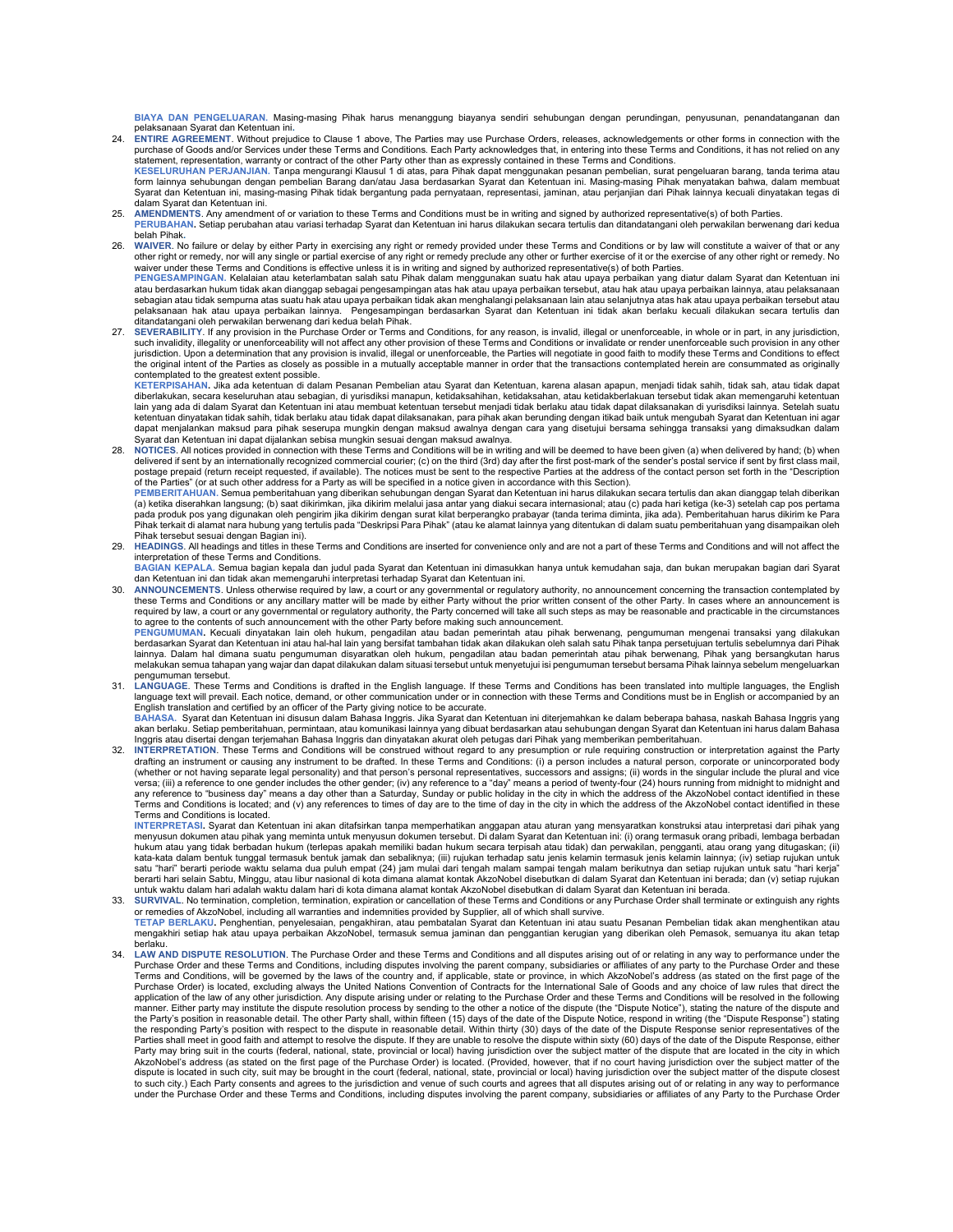**BIAYA DAN PENGELUARAN.** Masing-masing Pihak harus menanggung biayanya sendiri sehubungan dengan perundingan, penyusunan, penandatanganan dan pelaksanaan Syarat dan Ketentuan ini.

24. **ENTIRE AGREEMENT**. Without prejudice to Clause 1 above, The Parties may use Purchase Orders, releases, acknowledgements or other forms in connection with the purchase of Goods and/or Services under these Terms and Conditions. Each Party acknowledges that, in entering into these Terms and Conditions, it has not relied on any statement, representation, warranty or contract of the other Party other than as expressly contained in these Terms and Conditions.
**KESELURUHAN PERJANJIAN**. Tanpa mengurangi Klausul 1 di atas, para Pihak dapat menggunakan pesanan pembelian, surat pengeluaran barang, tanda terima atau form lainnya sehubungan dengan pembelian Barang dan/atau Jasa berdasarkan Syarat dan Ketentuan ini. Masing-masing Pihak menyatakan bahwa, dalam membuat Syarat dan Ketentuan ini, masing-masing Pihak tidak bergantung pada pernyataan, representasi, jaminan, atau perjanjian dari Pihak lainnya kecuali dinyatakan tegas di dalam Syarat dan Ketentuan ini.

25. **AMENDMENTS**. Any amendment of or variation to these Terms and Conditions must be in writing and signed by authorized representative(s) of both Parties.
**PERUBAHAN.** Setiap perubahan atau variasi terhadap Syarat dan Ketentuan ini harus dilakukan secara tertulis dan ditandatangani oleh perwakilan berwenang dari kedua belah Pihak.

26. **WAIVER**. No failure or delay by either Party in exercising any right or remedy provided under these Terms and Conditions or by law will constitute a waiver of that or any other right or remedy, nor will any single or partial exercise of any right or remedy preclude any other or further exercise of it or the exercise of any other right or remedy. No waiver under these Terms and Conditions is effective unless it is in writing and signed by authorized representative(s) of both Parties.
**PENGESAMPINGAN**. Kelalaian atau keterlambatan salah satu Pihak dalam menggunakan suatu hak atau upaya perbaikan yang diatur dalam Syarat dan Ketentuan ini atau berdasarkan hukum tidak akan dianggap sebagai pengesampingan atas hak atau upaya perbaikan tersebut, atau hak atau upaya perbaikan lainnya, atau pelaksanaan sebagian atau tidak sempurna atas suatu hak atau upaya perbaikan tidak akan menghalangi pelaksanaan lain atau selanjutnya atas hak atau upaya perbaikan tersebut atau pelaksanaan hak atau upaya perbaikan lainnya. Pengesampingan berdasarkan Syarat dan Ketentuan ini tidak akan berlaku kecuali dilakukan secara tertulis dan ditandatangani oleh perwakilan berwenang dari kedua belah Pihak.

27. **SEVERABILITY**. If any provision in the Purchase Order or Terms and Conditions, for any reason, is invalid, illegal or unenforceable, in whole or in part, in any jurisdiction, such invalidity, illegality or unenforceability will not affect any other provision of these Terms and Conditions or invalidate or render unenforceable such provision in any other jurisdiction. Upon a determination that any provision is invalid, illegal or unenforceable, the Parties will negotiate in good faith to modify these Terms and Conditions to effect the original intent of the Parties as closely as possible in a mutually acceptable manner in order that the transactions contemplated herein are consummated as originally contemplated to the greatest extent possible.
**KETERPISAHAN.** Jika ada ketentuan di dalam Pesanan Pembelian atau Syarat dan Ketentuan, karena alasan apapun, menjadi tidak sahih, tidak sah, atau tidak dapat diberlakukan, secara keseluruhan atau sebagian, di yurisdiksi manapun, ketidaksahihan, ketidaksahan, atau ketidakberlakuan tersebut tidak akan memengaruhi ketentuan lain yang ada di dalam Syarat dan Ketentuan ini atau membuat ketentuan tersebut menjadi tidak berlaku atau tidak dapat dilaksanakan di yurisdiksi lainnya. Setelah suatu ketentuan dinyatakan tidak sahih, tidak berlaku atau tidak dapat dilaksanakan, para pihak akan berunding dengan itikad baik untuk mengubah Syarat dan Ketentuan ini agar dapat menjalankan maksud para pihak seserupa mungkin dengan maksud awalnya dengan cara yang disetujui bersama sehingga transaksi yang dimaksudkan dalam Syarat dan Ketentuan ini dapat dijalankan sebisa mungkin sesuai dengan maksud awalnya.

28. **NOTICES**. All notices provided in connection with these Terms and Conditions will be in writing and will be deemed to have been given (a) when delivered by hand; (b) when delivered if sent by an internationally recognized commercial courier; (c) on the third (3rd) day after the first post-mark of the sender's postal service if sent by first class mail, postage prepaid (return receipt requested, if available). The notices must be sent to the respective Parties at the address of the contact person set forth in the "Description of the Parties" (or at such other address for a Party as will be specified in a notice given in accordance with this Section).
**PEMBERITAHUAN**. Semua pemberitahuan yang diberikan sehubungan dengan Syarat dan Ketentuan ini harus dilakukan secara tertulis dan akan dianggap telah diberikan (a) ketika diserahkan langsung; (b) saat dikirimkan, jika dikirim melalui jasa antar yang diakui secara internasional; atau (c) pada hari ketiga (ke-3) setelah cap pos pertama pada produk pos yang digunakan oleh pengirim jika dikirim dengan surat kilat berperangko prabayar (tanda terima diminta, jika ada). Pemberitahuan harus dikirim ke Para Pihak terkait di alamat nara hubung yang tertulis pada "Deskripsi Para Pihak" (atau ke alamat lainnya yang ditentukan di dalam suatu pemberitahuan yang disampaikan oleh Pihak tersebut sesuai dengan Bagian ini).

29. **HEADINGS**. All headings and titles in these Terms and Conditions are inserted for convenience only and are not a part of these Terms and Conditions and will not affect the interpretation of these Terms and Conditions.
**BAGIAN KEPALA.** Semua bagian kepala dan judul pada Syarat dan Ketentuan ini dimasukkan hanya untuk kemudahan saja, dan bukan merupakan bagian dari Syarat dan Ketentuan ini dan tidak akan memengaruhi interpretasi terhadap Syarat dan Ketentuan ini.

30. **ANNOUNCEMENTS**. Unless otherwise required by law, a court or any governmental or regulatory authority, no announcement concerning the transaction contemplated by these Terms and Conditions or any ancillary matter will be made by either Party without the prior written consent of the other Party. In cases where an announcement is required by law, a court or any governmental or regulatory authority, the Party concerned will take all such steps as may be reasonable and practicable in the circumstances to agree to the contents of such announcement with the other Party before making such announcement.
**PENGUMUMAN.** Kecuali dinyatakan lain oleh hukum, pengadilan atau badan pemerintah atau pihak berwenang, pengumuman mengenai transaksi yang dilakukan berdasarkan Syarat dan Ketentuan ini atau hal-hal lain yang bersifat tambahan tidak akan dilakukan oleh salah satu Pihak tanpa persetujuan tertulis sebelumnya dari Pihak lainnya. Dalam hal dimana suatu pengumuman disyaratkan oleh hukum, pengadilan atau badan pemerintah atau pihak berwenang, Pihak yang bersangkutan harus melakukan semua tahapan yang wajar dan dapat dilakukan dalam situasi tersebut untuk menyetujui isi pengumuman tersebut bersama Pihak lainnya sebelum mengeluarkan pengumuman tersebut.

31. **LANGUAGE**. These Terms and Conditions is drafted in the English language. If these Terms and Conditions has been translated into multiple languages, the English language text will prevail. Each notice, demand, or other communication under or in connection with these Terms and Conditions must be in English or accompanied by an English translation and certified by an officer of the Party giving notice to be accurate.
**BAHASA.** Syarat dan Ketentuan ini disusun dalam Bahasa Inggris. Jika Syarat dan Ketentuan ini diterjemahkan ke dalam beberapa bahasa, naskah Bahasa Inggris yang akan berlaku. Setiap pemberitahuan, permintaan, atau komunikasi lainnya yang dibuat berdasarkan atau sehubungan dengan Syarat dan Ketentuan ini harus dalam Bahasa Inggris atau disertai dengan terjemahan Bahasa Inggris dan dinyatakan akurat oleh petugas dari Pihak yang memberikan pemberitahuan.

32. **INTERPRETATION**. These Terms and Conditions will be construed without regard to any presumption or rule requiring construction or interpretation against the Party drafting an instrument or causing any instrument to be drafted. In these Terms and Conditions: (i) a person includes a natural person, corporate or unincorporated body (whether or not having separate legal personality) and that person's personal representatives, successors and assigns; (ii) words in the singular include the plural and vice versa; (iii) a reference to one gender includes the other gender; (iv) any reference to a "day" means a period of twenty-four (24) hours running from midnight to midnight and any reference to "business day" means a day other than a Saturday, Sunday or public holiday in the city in which the address of the AkzoNobel contact identified in these Terms and Conditions is located; and (v) any references to times of day are to the time of day in the city in which the address of the AkzoNobel contact identified in these Terms and Conditions is located.
**INTERPRETASI.** Syarat dan Ketentuan ini akan ditafsirkan tanpa memperhatikan anggapan atau aturan yang mensyaratkan konstruksi atau interpretasi dari pihak yang menyusun dokumen atau pihak yang meminta untuk menyusun dokumen tersebut. Di dalam Syarat dan Ketentuan ini: (i) orang termasuk orang pribadi, lembaga berbadan hukum atau yang tidak berbadan hukum (terlepas apakah memiliki badan hukum secara terpisah atau tidak) dan perwakilan, pengganti, atau orang yang ditugaskan; (ii) kata-kata dalam bentuk tunggal termasuk bentuk jamak dan sebaliknya; (iii) rujukan terhadap satu jenis kelamin termasuk jenis kelamin lainnya; (iv) setiap rujukan untuk satu "hari" berarti periode waktu selama dua puluh empat (24) jam mulai dari tengah malam sampai tengah malam berikutnya dan setiap rujukan untuk satu "hari kerja" berarti hari selain Sabtu, Minggu, atau libur nasional di kota dimana alamat kontak AkzoNobel disebutkan di dalam Syarat dan Ketentuan ini berada; dan (v) setiap rujukan untuk waktu dalam hari adalah waktu dalam hari di kota dimana alamat kontak AkzoNobel disebutkan di dalam Syarat dan Ketentuan ini berada.

33. **SURVIVAL**. No termination, completion, termination, expiration or cancellation of these Terms and Conditions or any Purchase Order shall terminate or extinguish any rights or remedies of AkzoNobel, including all warranties and indemnities provided by Supplier, all of which shall survive.
**TETAP BERLAKU.** Penghentian, penyelesaian, pengakhiran, atau pembatalan Syarat dan Ketentuan ini atau suatu Pesanan Pembelian tidak akan menghentikan atau mengakhiri setiap hak atau upaya perbaikan AkzoNobel, termasuk semua jaminan dan penggantian kerugian yang diberikan oleh Pemasok, semuanya itu akan tetap berlaku.

34. **LAW AND DISPUTE RESOLUTION**. The Purchase Order and these Terms and Conditions and all disputes arising out of or relating in any way to performance under the Purchase Order and these Terms and Conditions, including disputes involving the parent company, subsidiaries or affiliates of any party to the Purchase Order and these Terms and Conditions, will be governed by the laws of the country and, if applicable, state or province, in which AkzoNobel's address (as stated on the first page of the Purchase Order) is located, excluding always the United Nations Convention of Contracts for the International Sale of Goods and any choice of law rules that direct the application of the law of any other jurisdiction. Any dispute arising under or relating to the Purchase Order and these Terms and Conditions will be resolved in the following manner. Either party may institute the dispute resolution process by sending to the other a notice of the dispute (the "Dispute Notice"), stating the nature of the dispute and the Party's position in reasonable detail. The other Party shall, within fifteen (15) days of the date of the Dispute Notice, respond in writing (the "Dispute Response") stating the responding Party's position with respect to the dispute in reasonable detail. Within thirty (30) days of the date of the Dispute Response senior representatives of the Parties shall meet in good faith and attempt to resolve the dispute. If they are unable to resolve the dispute within sixty (60) days of the date of the Dispute Response, either Party may bring suit in the courts (federal, national, state, provincial or local) having jurisdiction over the subject matter of the dispute that are located in the city in which AkzoNobel's address (as stated on the first page of the Purchase Order) is located. (Provided, however, that if no court having jurisdiction over the subject matter of the dispute is located in such city, suit may be brought in the court (federal, national, state, provincial or local) having jurisdiction over the subject matter of the dispute closest to such city.) Each Party consents and agrees to the jurisdiction and venue of such courts and agrees that all disputes arising out of or relating in any way to performance under the Purchase Order and these Terms and Conditions, including disputes involving the parent company, subsidiaries or affiliates of any Party to the Purchase Order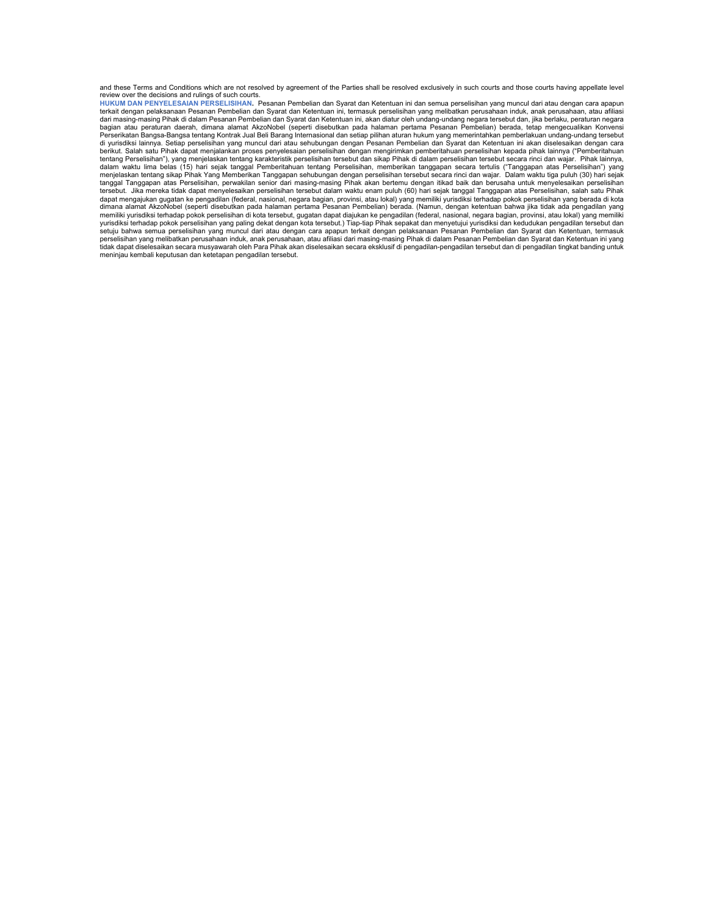and these Terms and Conditions which are not resolved by agreement of the Parties shall be resolved exclusively in such courts and those courts having appellate level review over the decisions and rulings of such courts.

**HUKUM DAN PENYELESAIAN PERSELISIHAN.** Pesanan Pembelian dan Syarat dan Ketentuan ini dan semua perselisihan yang muncul dari atau dengan cara apapun terkait dengan pelaksanaan Pesanan Pembelian dan Syarat dan Ketentuan ini, termasuk perselisihan yang melibatkan perusahaan induk, anak perusahaan, atau afiliasi dari masing-masing Pihak di dalam Pesanan Pembelian dan Syarat dan Ketentuan ini, akan diatur oleh undang-undang negara tersebut dan, jika berlaku, peraturan negara bagian atau peraturan daerah, dimana alamat AkzoNobel (seperti disebutkan pada halaman pertama Pesanan Pembelian) berada, tetap mengecualikan Konvensi Perserikatan Bangsa-Bangsa tentang Kontrak Jual Beli Barang Internasional dan setiap pilihan aturan hukum yang memerintahkan pemberlakuan undang-undang tersebut di yurisdiksi lainnya. Setiap perselisihan yang muncul dari atau sehubungan dengan Pesanan Pembelian dan Syarat dan Ketentuan ini akan diselesaikan dengan cara berikut. Salah satu Pihak dapat menjalankan proses penyelesaian perselisihan dengan mengirimkan pemberitahuan perselisihan kepada pihak lainnya ("Pemberitahuan tentang Perselisihan"), yang menjelaskan tentang karakteristik perselisihan tersebut dan sikap Pihak di dalam perselisihan tersebut secara rinci dan wajar. Pihak lainnya, dalam waktu lima belas (15) hari sejak tanggal Pemberitahuan tentang Perselisihan, memberikan tanggapan secara tertulis ("Tanggapan atas Perselisihan") yang menjelaskan tentang sikap Pihak Yang Memberikan Tanggapan sehubungan dengan perselisihan tersebut secara rinci dan wajar. Dalam waktu tiga puluh (30) hari sejak tanggal Tanggapan atas Perselisihan, perwakilan senior dari masing-masing Pihak akan bertemu dengan itikad baik dan berusaha untuk menyelesaikan perselisihan tersebut. Jika mereka tidak dapat menyelesaikan perselisihan tersebut dalam waktu enam puluh (60) hari sejak tanggal Tanggapan atas Perselisihan, salah satu Pihak dapat mengajukan gugatan ke pengadilan (federal, nasional, negara bagian, provinsi, atau lokal) yang memiliki yurisdiksi terhadap pokok perselisihan yang berada di kota dimana alamat AkzoNobel (seperti disebutkan pada halaman pertama Pesanan Pembelian) berada. (Namun, dengan ketentuan bahwa jika tidak ada pengadilan yang memiliki yurisdiksi terhadap pokok perselisihan di kota tersebut, gugatan dapat diajukan ke pengadilan (federal, nasional, negara bagian, provinsi, atau lokal) yang memiliki yurisdiksi terhadap pokok perselisihan yang paling dekat dengan kota tersebut.) Tiap-tiap Pihak sepakat dan menyetujui yurisdiksi dan kedudukan pengadilan tersebut dan setuju bahwa semua perselisihan yang muncul dari atau dengan cara apapun terkait dengan pelaksanaan Pesanan Pembelian dan Syarat dan Ketentuan, termasuk perselisihan yang melibatkan perusahaan induk, anak perusahaan, atau afiliasi dari masing-masing Pihak di dalam Pesanan Pembelian dan Syarat dan Ketentuan ini yang tidak dapat diselesaikan secara musyawarah oleh Para Pihak akan diselesaikan secara eksklusif di pengadilan-pengadilan tersebut dan di pengadilan tingkat banding untuk meninjau kembali keputusan dan ketetapan pengadilan tersebut.